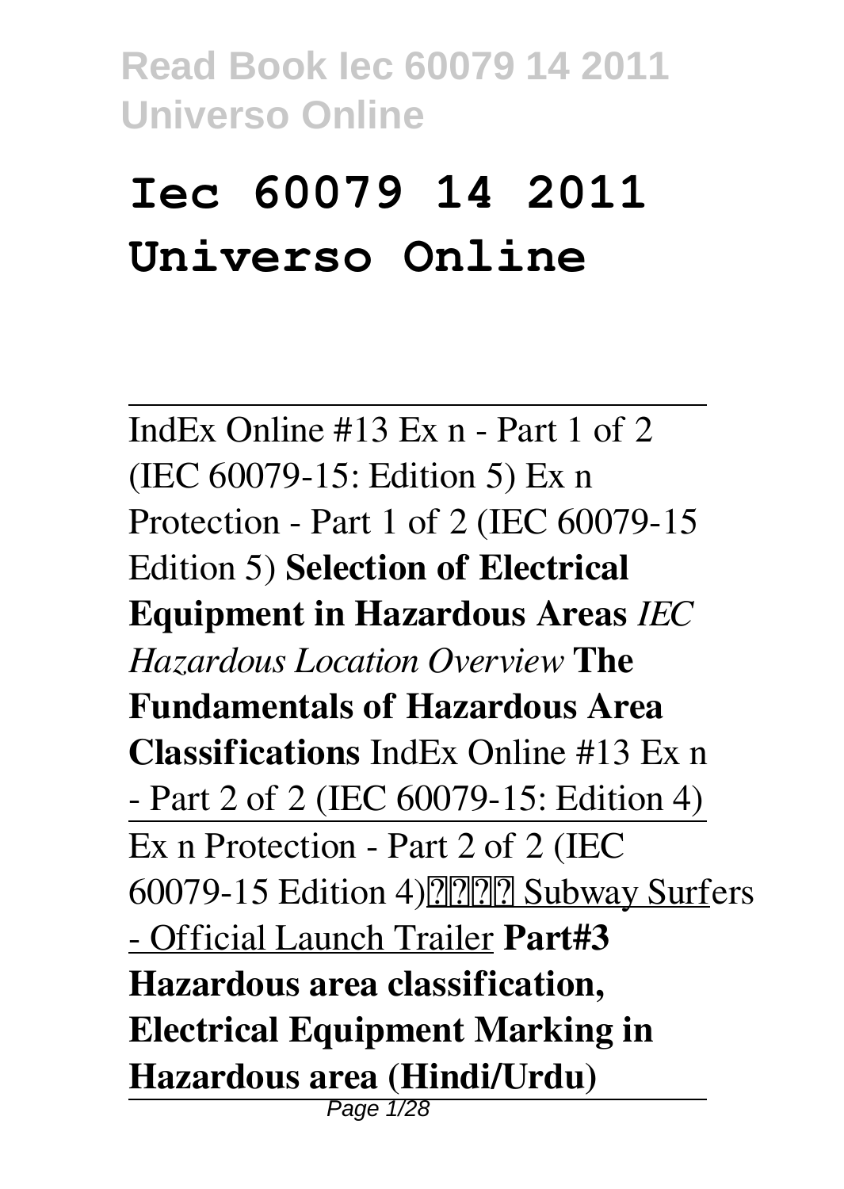# Iec 60079 14 2011 Universo Online

IndEx Online #13 Ex n - Part 1 of 2 (IEC 60079-15: Edition 5) Ex n Protection - Part 1 of 2 (IEC 60079-15 Edition 5) **Selection of Electrical Equipment in Hazardous Areas** *IEC Hazardous Location Overview* **The Fundamentals of Hazardous Area Classifications** IndEx Online #13 Ex n - Part 2 of 2 (IEC 60079-15: Edition 4) Ex n Protection - Part 2 of 2 (IEC 60079-15 Edition 4)???? Subway Surfers - Official Launch Trailer **Part#3 Hazardous area classification, Electrical Equipment Marking in Hazardous area (Hindi/Urdu)**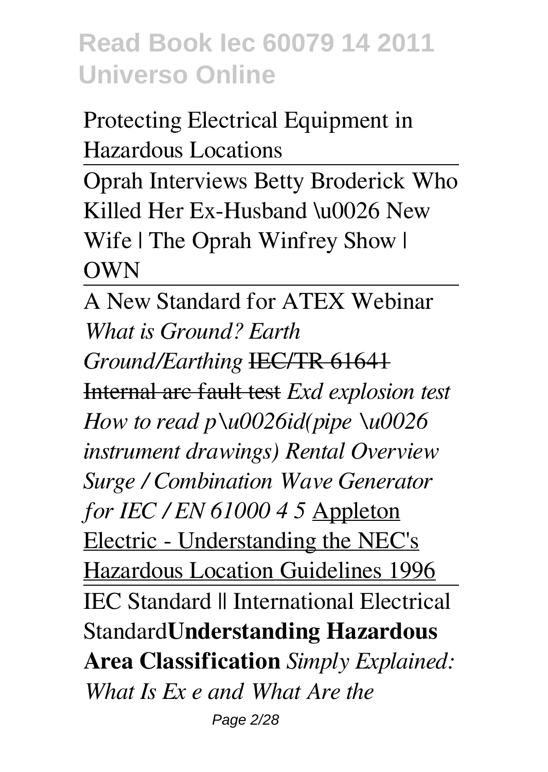Protecting Electrical Equipment in Hazardous Locations

Oprah Interviews Betty Broderick Who Killed Her Ex-Husband \u0026 New Wife | The Oprah Winfrey Show | OWN

A New Standard for ATEX Webinar *What is Ground? Earth Ground/Earthing* ~~IEC/TR 61641 Internal arc fault test~~ *Exd explosion test How to read p\u0026id(pipe \u0026 instrument drawings) Rental Overview Surge / Combination Wave Generator for IEC / EN 61000 4 5* Appleton Electric - Understanding the NEC's Hazardous Location Guidelines 1996

IEC Standard || International Electrical Standard**Understanding Hazardous Area Classification** *Simply Explained: What Is Ex e and What Are the*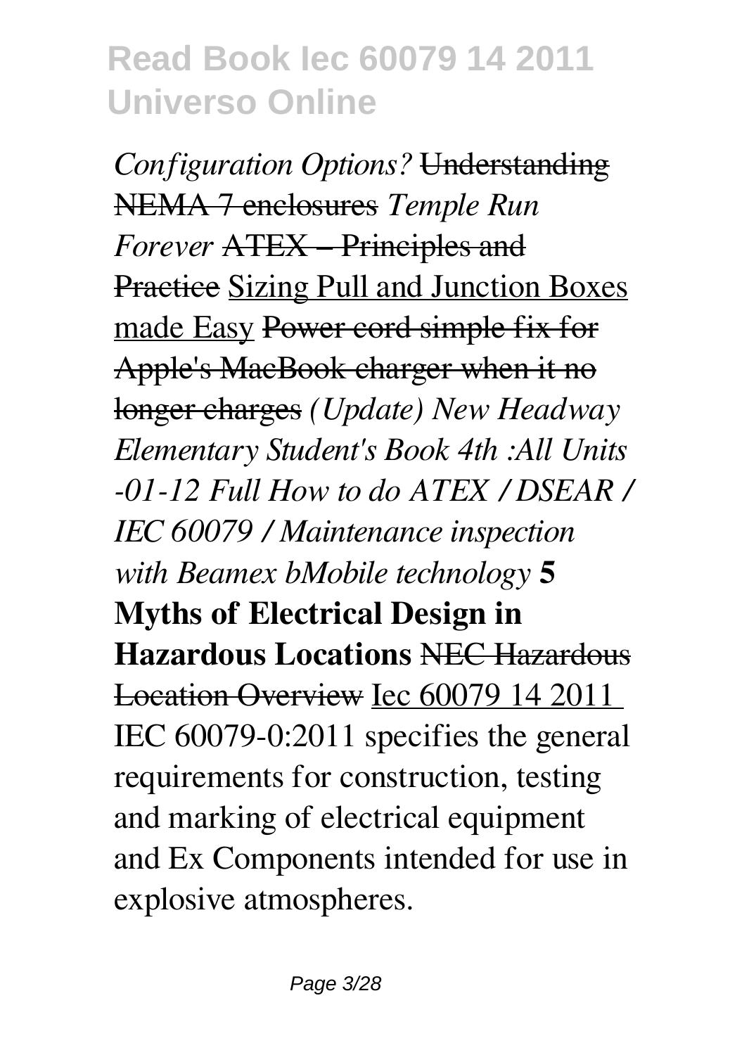*Configuration Options?* ~~Understanding NEMA 7 enclosures~~ *Temple Run Forever* ~~ATEX – Principles and Practice~~ Sizing Pull and Junction Boxes made Easy ~~Power cord simple fix for Apple's MacBook charger when it no longer charges~~ *(Update) New Headway Elementary Student's Book 4th :All Units -01-12 Full How to do ATEX / DSEAR / IEC 60079 / Maintenance inspection with Beamex bMobile technology* **5 Myths of Electrical Design in Hazardous Locations** ~~NEC Hazardous Location Overview~~ Iec 60079 14 2011

IEC 60079-0:2011 specifies the general requirements for construction, testing and marking of electrical equipment and Ex Components intended for use in explosive atmospheres.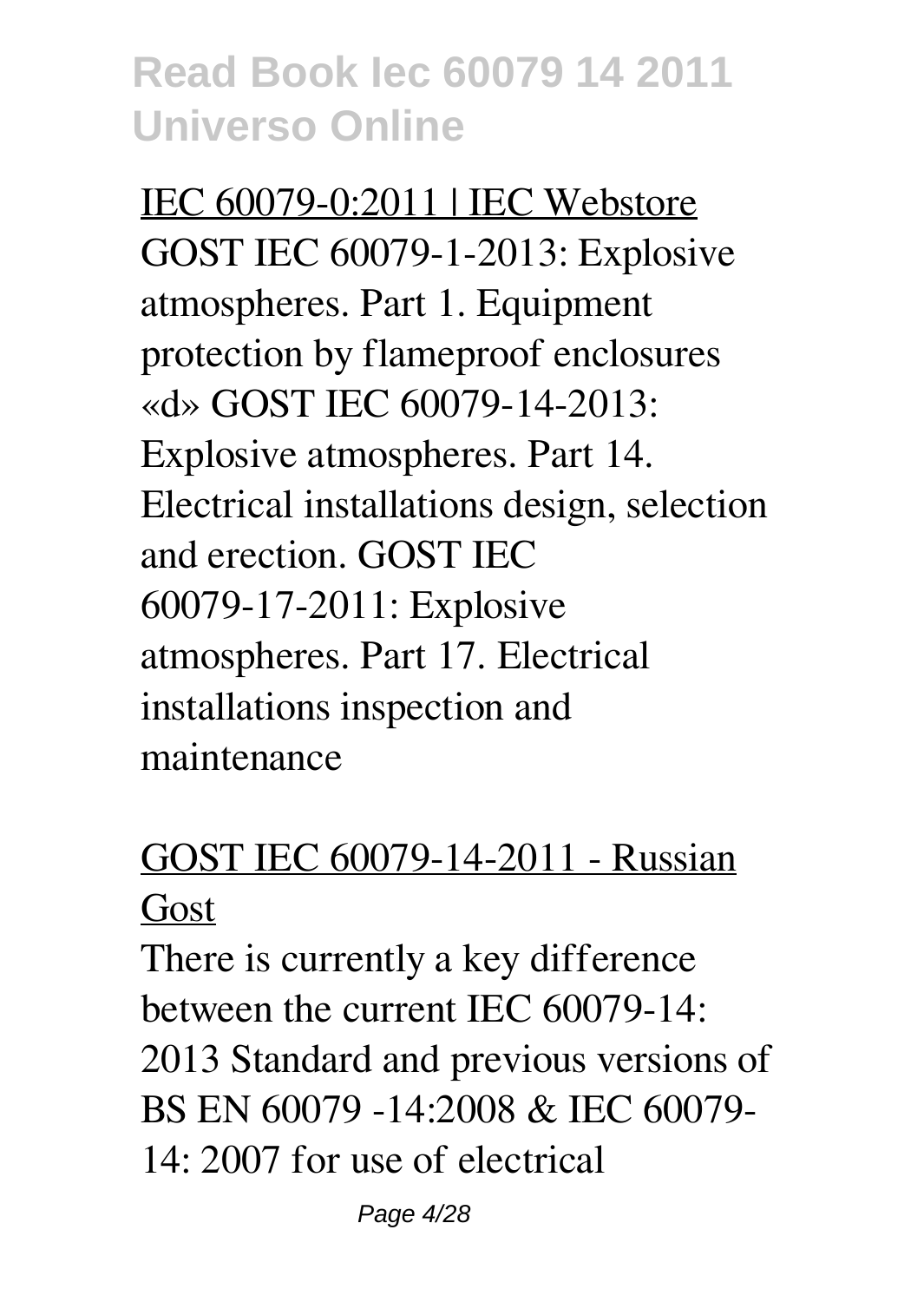IEC 60079-0:2011 | IEC Webstore

GOST IEC 60079-1-2013: Explosive atmospheres. Part 1. Equipment protection by flameproof enclosures «d» GOST IEC 60079-14-2013: Explosive atmospheres. Part 14. Electrical installations design, selection and erection. GOST IEC 60079-17-2011: Explosive atmospheres. Part 17. Electrical installations inspection and maintenance

GOST IEC 60079-14-2011 - Russian Gost

There is currently a key difference between the current IEC 60079-14: 2013 Standard and previous versions of BS EN 60079 -14:2008 & IEC 60079-14: 2007 for use of electrical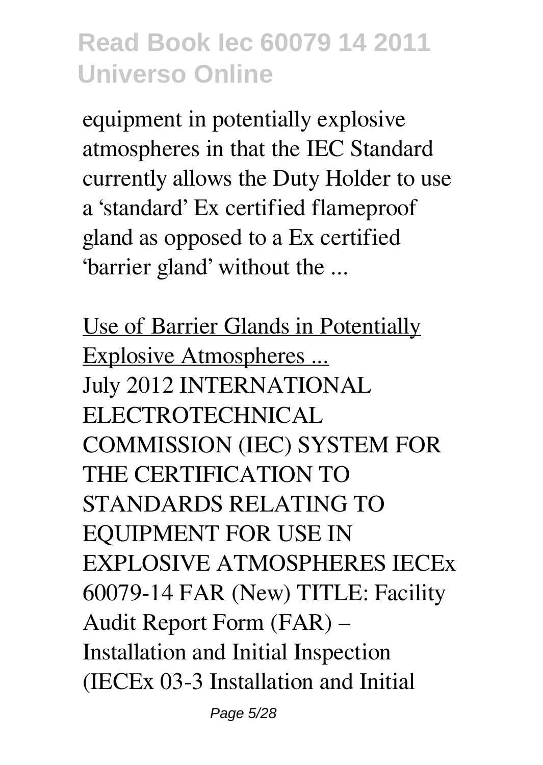equipment in potentially explosive atmospheres in that the IEC Standard currently allows the Duty Holder to use a 'standard' Ex certified flameproof gland as opposed to a Ex certified 'barrier gland' without the ...

Use of Barrier Glands in Potentially Explosive Atmospheres ...

July 2012 INTERNATIONAL ELECTROTECHNICAL COMMISSION (IEC) SYSTEM FOR THE CERTIFICATION TO STANDARDS RELATING TO EQUIPMENT FOR USE IN EXPLOSIVE ATMOSPHERES IECEx 60079-14 FAR (New) TITLE: Facility Audit Report Form (FAR) – Installation and Initial Inspection (IECEx 03-3 Installation and Initial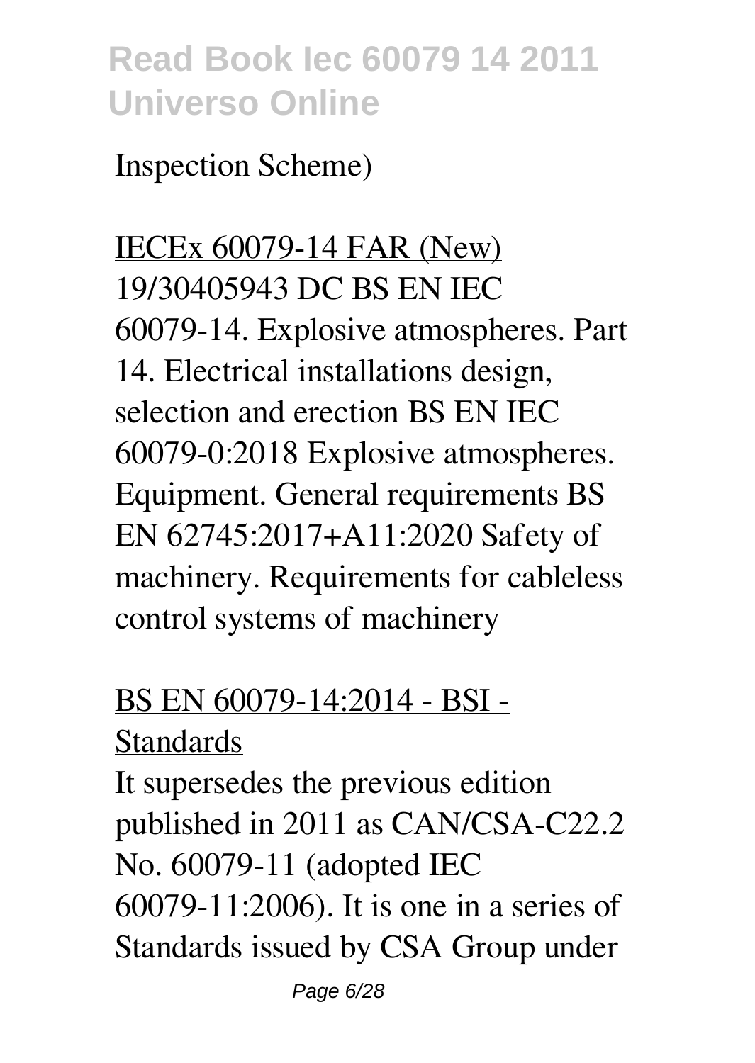Inspection Scheme)

IECEx 60079-14 FAR (New)
19/30405943 DC BS EN IEC 60079-14. Explosive atmospheres. Part 14. Electrical installations design, selection and erection BS EN IEC 60079-0:2018 Explosive atmospheres. Equipment. General requirements BS EN 62745:2017+A11:2020 Safety of machinery. Requirements for cableless control systems of machinery

BS EN 60079-14:2014 - BSI - Standards
It supersedes the previous edition published in 2011 as CAN/CSA-C22.2 No. 60079-11 (adopted IEC 60079-11:2006). It is one in a series of Standards issued by CSA Group under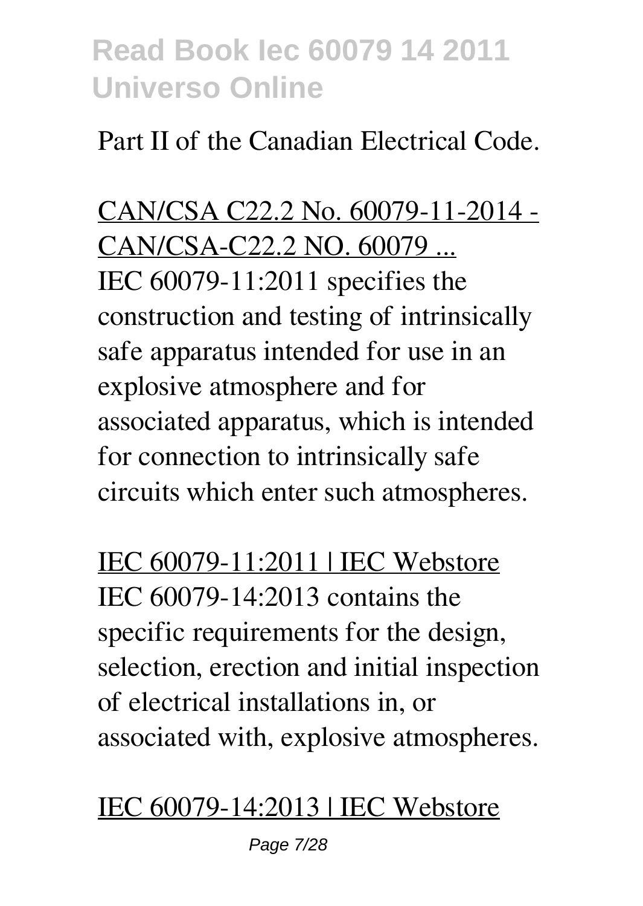Part II of the Canadian Electrical Code.

CAN/CSA C22.2 No. 60079-11-2014 - CAN/CSA-C22.2 NO. 60079 ...

IEC 60079-11:2011 specifies the construction and testing of intrinsically safe apparatus intended for use in an explosive atmosphere and for associated apparatus, which is intended for connection to intrinsically safe circuits which enter such atmospheres.

IEC 60079-11:2011 | IEC Webstore

IEC 60079-14:2013 contains the specific requirements for the design, selection, erection and initial inspection of electrical installations in, or associated with, explosive atmospheres.

IEC 60079-14:2013 | IEC Webstore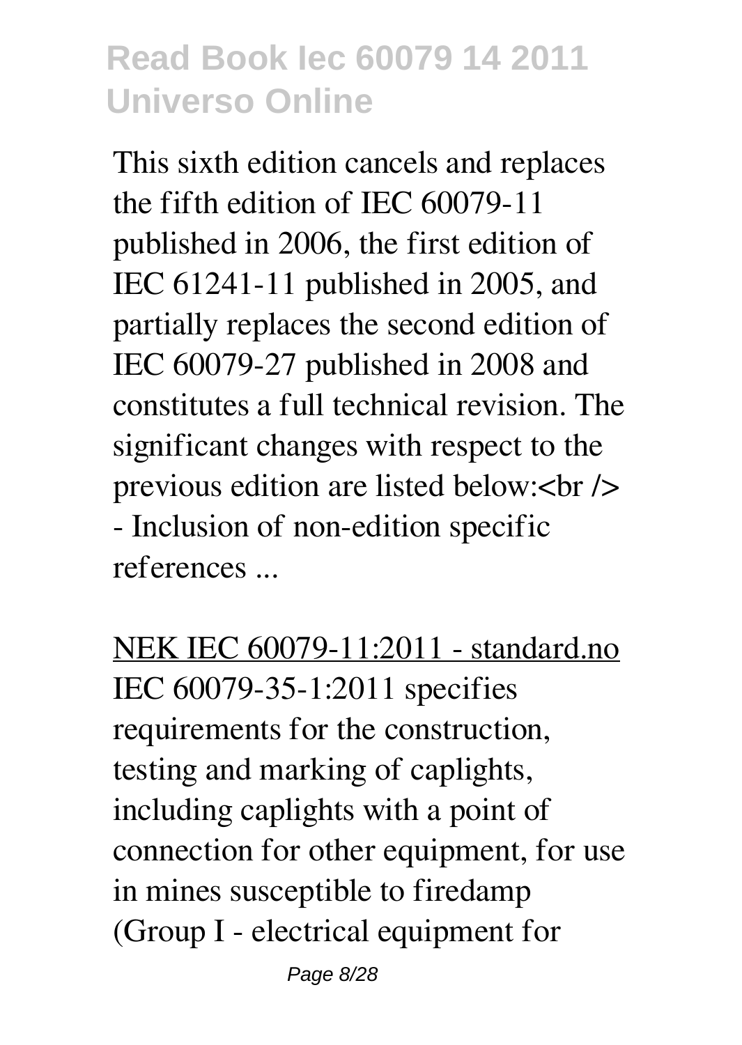This sixth edition cancels and replaces the fifth edition of IEC 60079-11 published in 2006, the first edition of IEC 61241-11 published in 2005, and partially replaces the second edition of IEC 60079-27 published in 2008 and constitutes a full technical revision. The significant changes with respect to the previous edition are listed below:<br />
- Inclusion of non-edition specific references ...

NEK IEC 60079-11:2011 - standard.no

IEC 60079-35-1:2011 specifies requirements for the construction, testing and marking of caplights, including caplights with a point of connection for other equipment, for use in mines susceptible to firedamp (Group I - electrical equipment for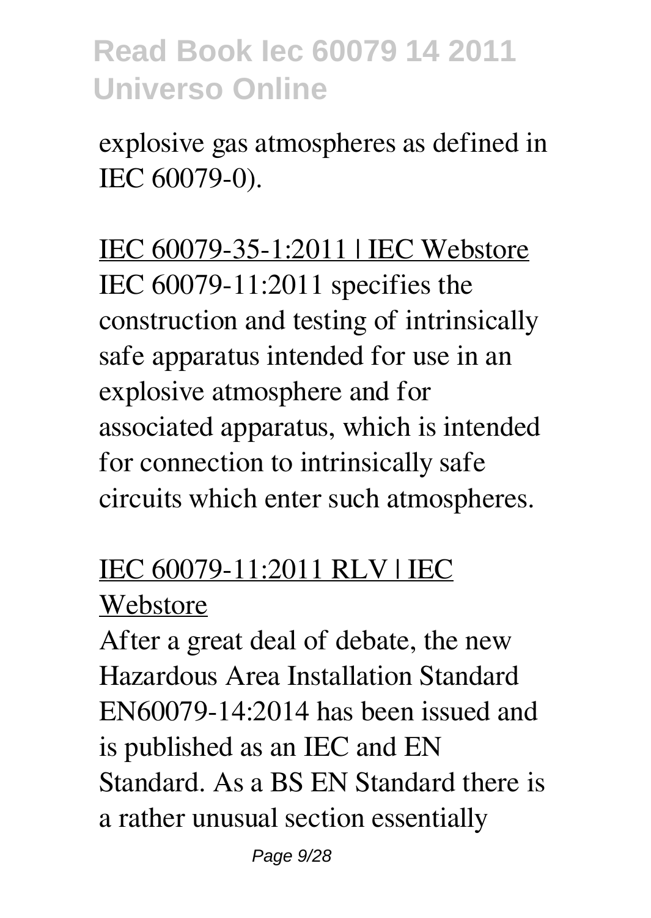explosive gas atmospheres as defined in IEC 60079-0).

IEC 60079-35-1:2011 | IEC Webstore

IEC 60079-11:2011 specifies the construction and testing of intrinsically safe apparatus intended for use in an explosive atmosphere and for associated apparatus, which is intended for connection to intrinsically safe circuits which enter such atmospheres.

IEC 60079-11:2011 RLV | IEC Webstore

After a great deal of debate, the new Hazardous Area Installation Standard EN60079-14:2014 has been issued and is published as an IEC and EN Standard. As a BS EN Standard there is a rather unusual section essentially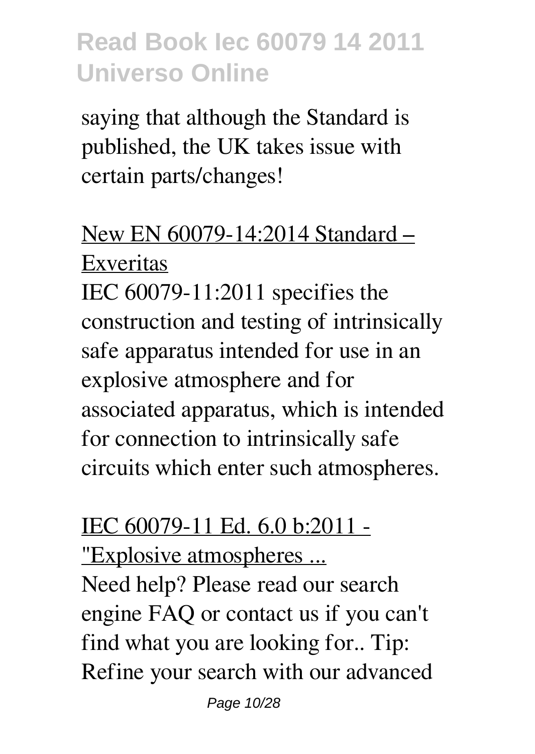saying that although the Standard is published, the UK takes issue with certain parts/changes!

New EN 60079-14:2014 Standard – Exveritas

IEC 60079-11:2011 specifies the construction and testing of intrinsically safe apparatus intended for use in an explosive atmosphere and for associated apparatus, which is intended for connection to intrinsically safe circuits which enter such atmospheres.

IEC 60079-11 Ed. 6.0 b:2011 - "Explosive atmospheres ...

Need help? Please read our search engine FAQ or contact us if you can't find what you are looking for.. Tip: Refine your search with our advanced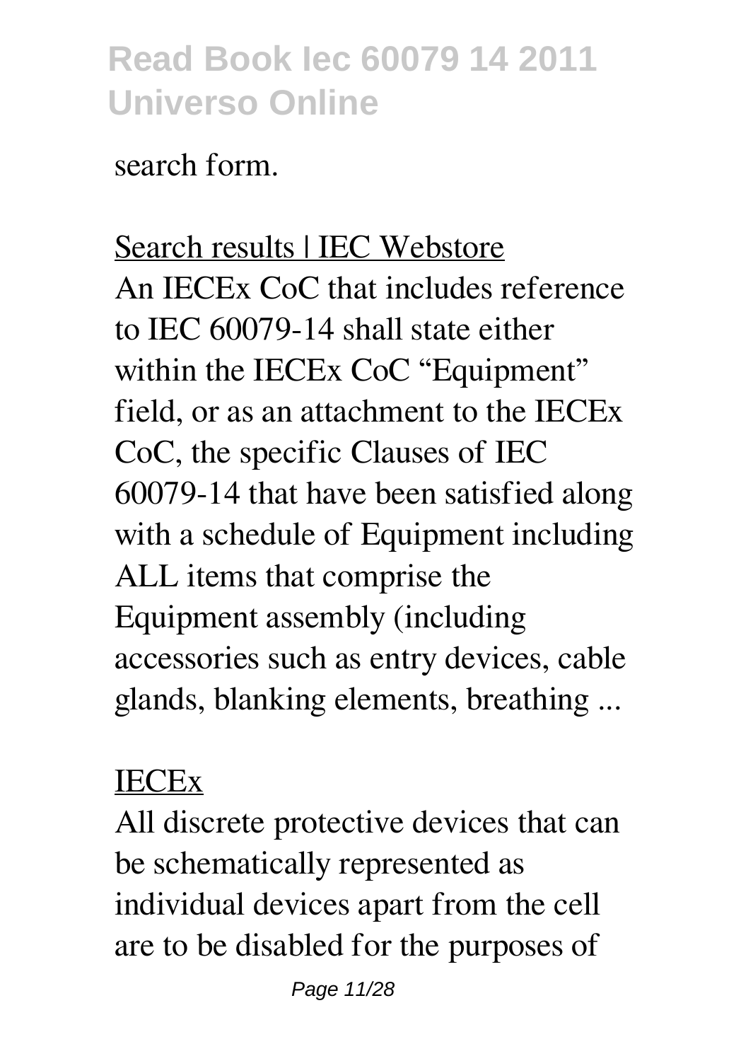search form.

Search results | IEC Webstore

An IECEx CoC that includes reference to IEC 60079-14 shall state either within the IECEx CoC "Equipment" field, or as an attachment to the IECEx CoC, the specific Clauses of IEC 60079-14 that have been satisfied along with a schedule of Equipment including ALL items that comprise the Equipment assembly (including accessories such as entry devices, cable glands, blanking elements, breathing ...

IECEx

All discrete protective devices that can be schematically represented as individual devices apart from the cell are to be disabled for the purposes of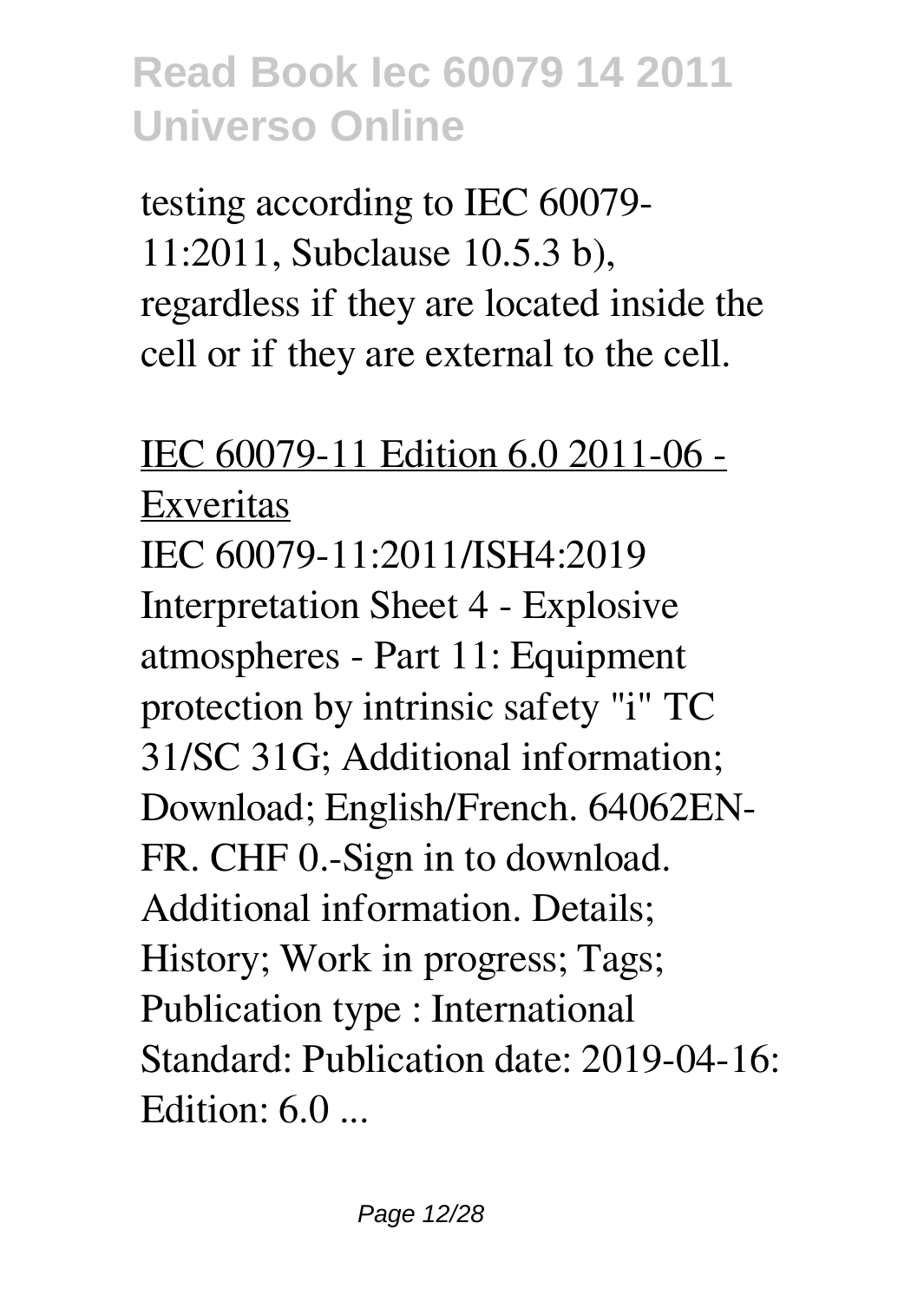testing according to IEC 60079-11:2011, Subclause 10.5.3 b), regardless if they are located inside the cell or if they are external to the cell.

## IEC 60079-11 Edition 6.0 2011-06 - Exveritas

IEC 60079-11:2011/ISH4:2019 Interpretation Sheet 4 - Explosive atmospheres - Part 11: Equipment protection by intrinsic safety "i" TC 31/SC 31G; Additional information; Download; English/French. 64062EN-FR. CHF 0.-Sign in to download. Additional information. Details; History; Work in progress; Tags; Publication type : International Standard: Publication date: 2019-04-16: Edition: 6.0 ...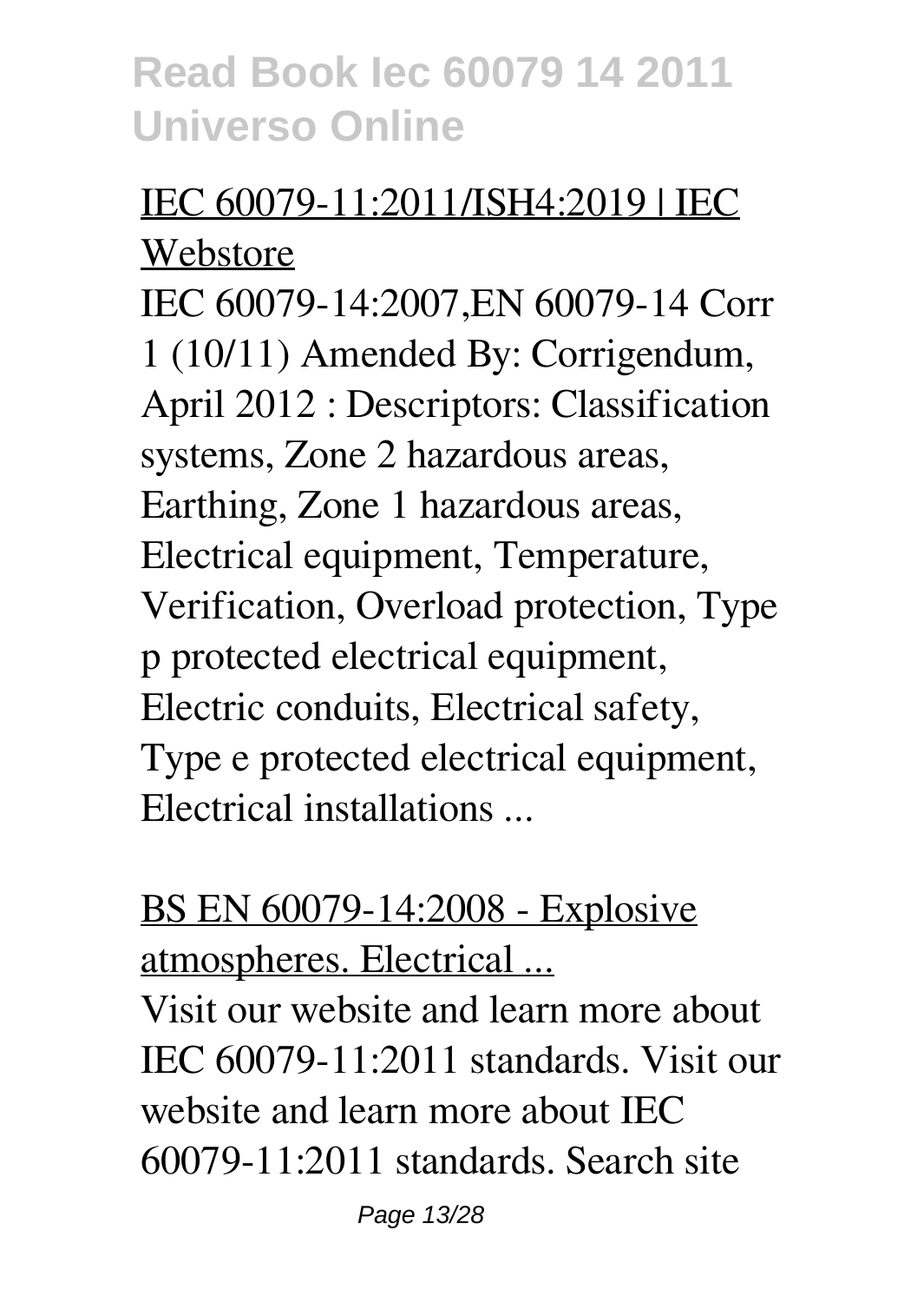IEC 60079-11:2011/ISH4:2019 | IEC Webstore

IEC 60079-14:2007,EN 60079-14 Corr 1 (10/11) Amended By: Corrigendum, April 2012 : Descriptors: Classification systems, Zone 2 hazardous areas, Earthing, Zone 1 hazardous areas, Electrical equipment, Temperature, Verification, Overload protection, Type p protected electrical equipment, Electric conduits, Electrical safety, Type e protected electrical equipment, Electrical installations ...

BS EN 60079-14:2008 - Explosive atmospheres. Electrical ...

Visit our website and learn more about IEC 60079-11:2011 standards. Visit our website and learn more about IEC 60079-11:2011 standards. Search site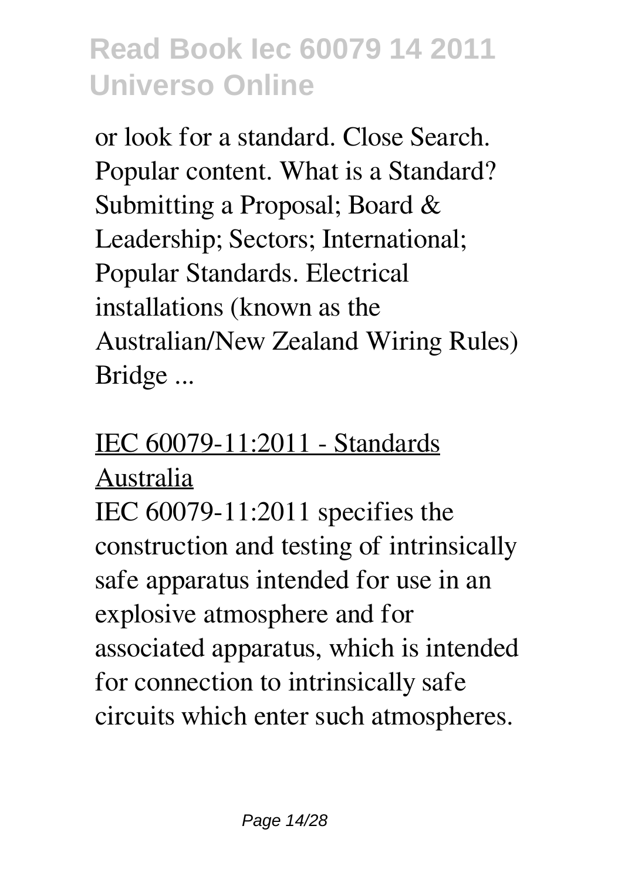or look for a standard. Close Search. Popular content. What is a Standard? Submitting a Proposal; Board & Leadership; Sectors; International; Popular Standards. Electrical installations (known as the Australian/New Zealand Wiring Rules) Bridge ...

## IEC 60079-11:2011 - Standards Australia

IEC 60079-11:2011 specifies the construction and testing of intrinsically safe apparatus intended for use in an explosive atmosphere and for associated apparatus, which is intended for connection to intrinsically safe circuits which enter such atmospheres.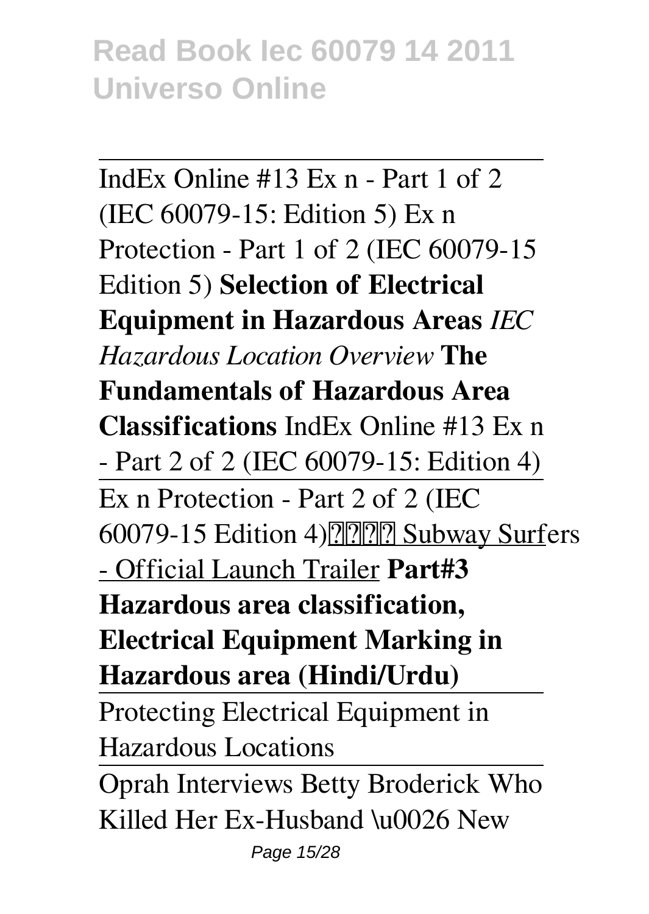IndEx Online #13 Ex n - Part 1 of 2 (IEC 60079-15: Edition 5) Ex n Protection - Part 1 of 2 (IEC 60079-15 Edition 5) **Selection of Electrical Equipment in Hazardous Areas** *IEC Hazardous Location Overview* **The Fundamentals of Hazardous Area Classifications** IndEx Online #13 Ex n - Part 2 of 2 (IEC 60079-15: Edition 4)

Ex n Protection - Part 2 of 2 (IEC 60079-15 Edition 4)???? Subway Surfers - Official Launch Trailer **Part#3 Hazardous area classification, Electrical Equipment Marking in Hazardous area (Hindi/Urdu)**

Protecting Electrical Equipment in Hazardous Locations

Oprah Interviews Betty Broderick Who Killed Her Ex-Husband \u0026 New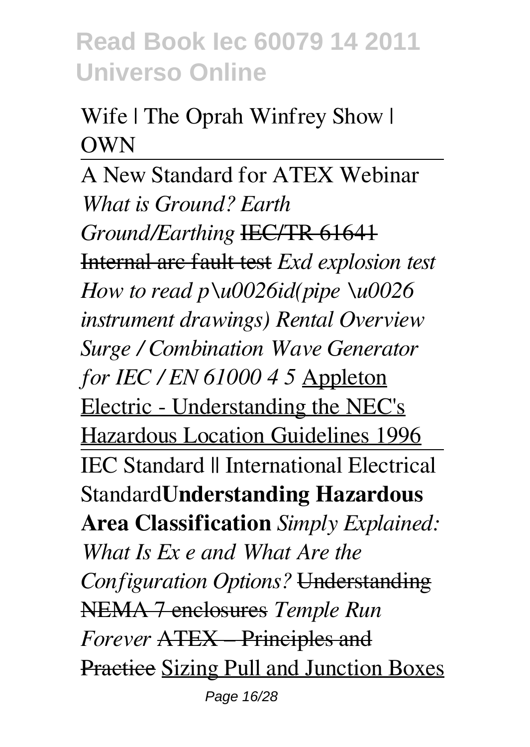Wife | The Oprah Winfrey Show | OWN

A New Standard for ATEX Webinar *What is Ground? Earth Ground/Earthing* ~~IEC/TR 61641 Internal arc fault test~~ *Exd explosion test How to read p\u0026id(pipe \u0026 instrument drawings) Rental Overview Surge / Combination Wave Generator for IEC / EN 61000 4 5* Appleton Electric - Understanding the NEC's Hazardous Location Guidelines 1996

IEC Standard || International Electrical Standard**Understanding Hazardous Area Classification** *Simply Explained: What Is Ex e and What Are the Configuration Options?* ~~Understanding NEMA 7 enclosures~~ *Temple Run Forever* ~~ATEX – Principles and Practice~~ Sizing Pull and Junction Boxes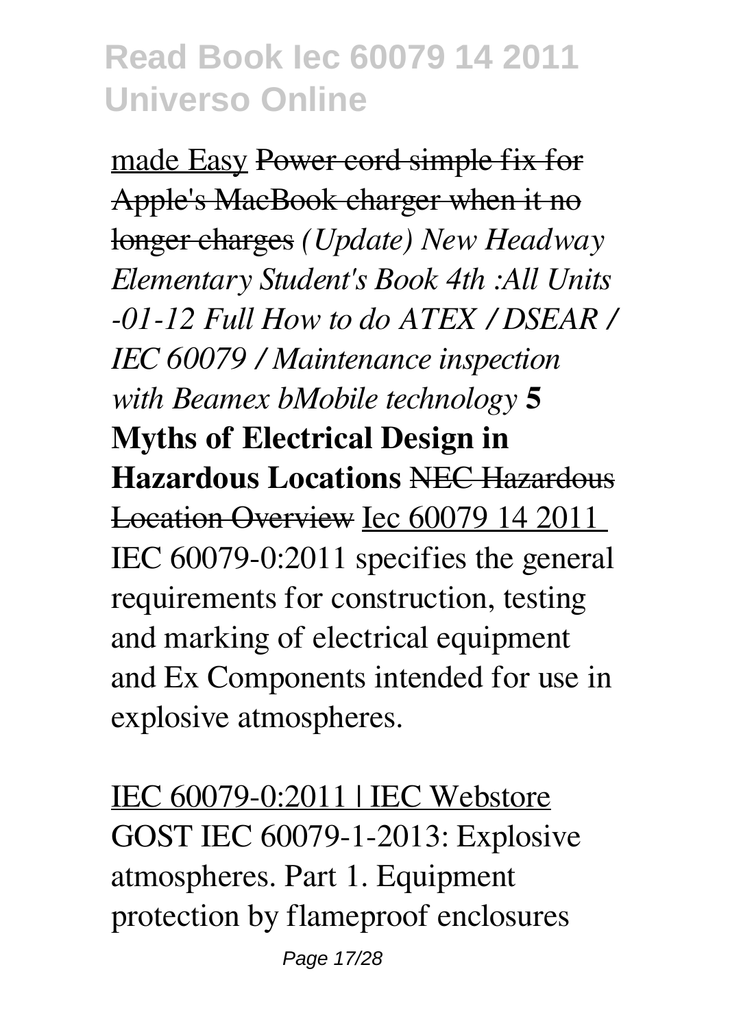made Easy ~~Power cord simple fix for Apple's MacBook charger when it no longer charges~~ *(Update) New Headway Elementary Student's Book 4th :All Units -01-12 Full How to do ATEX / DSEAR / IEC 60079 / Maintenance inspection with Beamex bMobile technology* **5 Myths of Electrical Design in Hazardous Locations** ~~NEC Hazardous Location Overview~~ Iec 60079 14 2011
IEC 60079-0:2011 specifies the general requirements for construction, testing and marking of electrical equipment and Ex Components intended for use in explosive atmospheres.

IEC 60079-0:2011 | IEC Webstore
GOST IEC 60079-1-2013: Explosive atmospheres. Part 1. Equipment protection by flameproof enclosures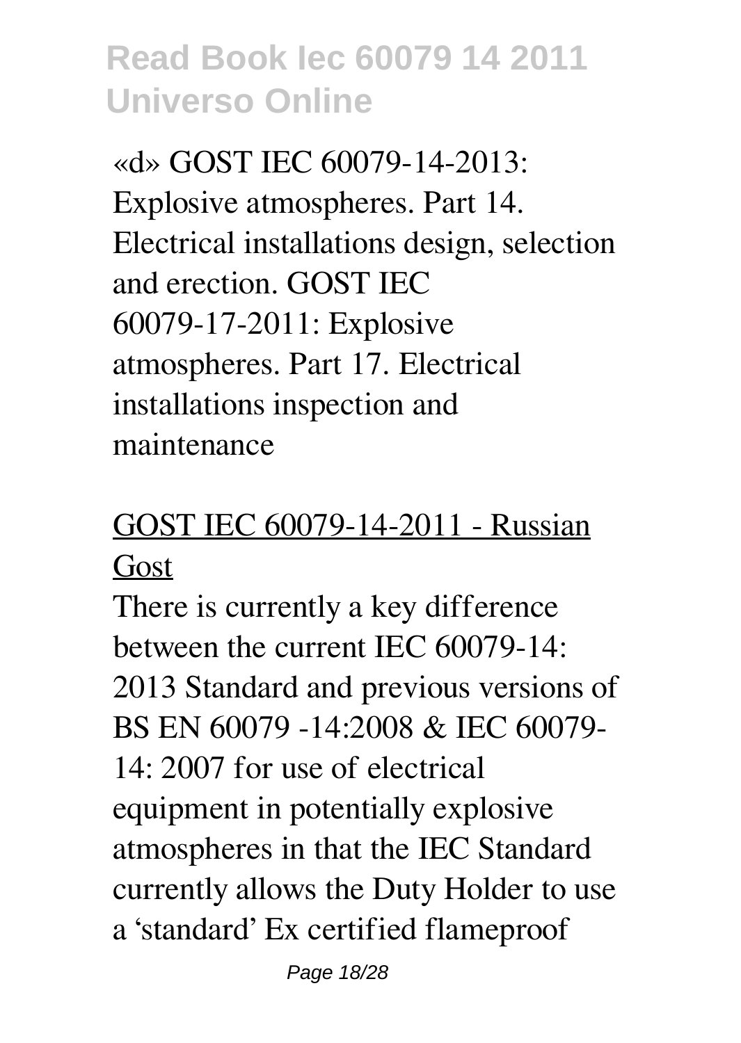«d» GOST IEC 60079-14-2013: Explosive atmospheres. Part 14. Electrical installations design, selection and erection. GOST IEC 60079-17-2011: Explosive atmospheres. Part 17. Electrical installations inspection and maintenance

## GOST IEC 60079-14-2011 - Russian Gost

There is currently a key difference between the current IEC 60079-14: 2013 Standard and previous versions of BS EN 60079 -14:2008 & IEC 60079-14: 2007 for use of electrical equipment in potentially explosive atmospheres in that the IEC Standard currently allows the Duty Holder to use a 'standard' Ex certified flameproof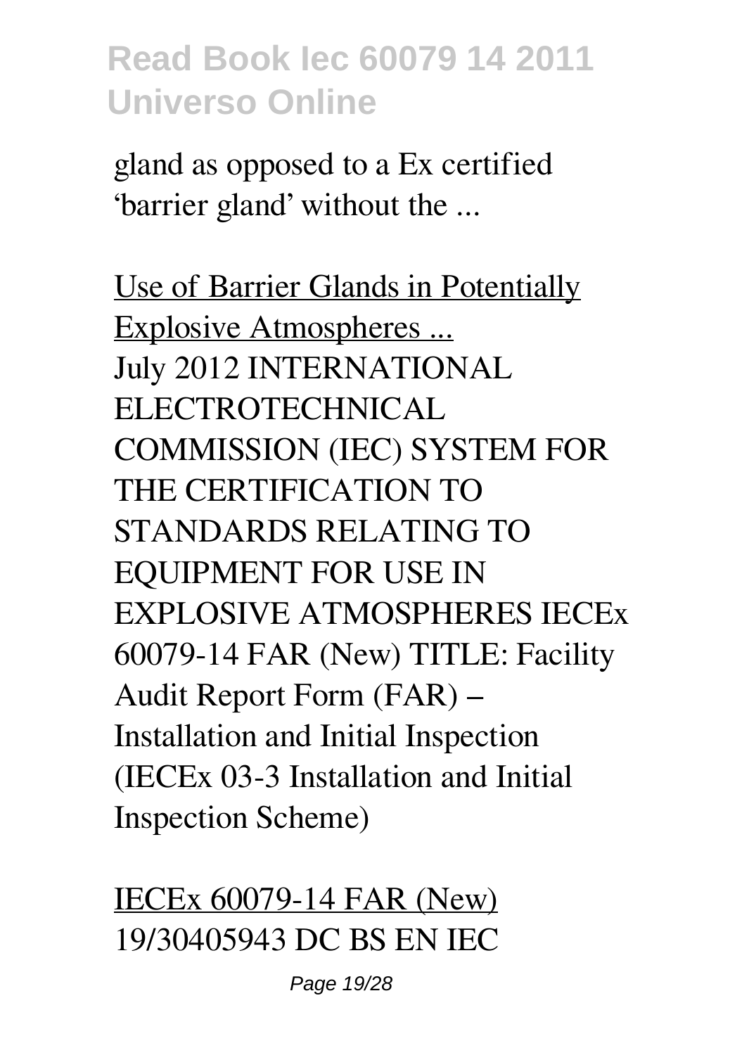gland as opposed to a Ex certified 'barrier gland' without the ...

Use of Barrier Glands in Potentially Explosive Atmospheres ...

July 2012 INTERNATIONAL ELECTROTECHNICAL COMMISSION (IEC) SYSTEM FOR THE CERTIFICATION TO STANDARDS RELATING TO EQUIPMENT FOR USE IN EXPLOSIVE ATMOSPHERES IECEx 60079-14 FAR (New) TITLE: Facility Audit Report Form (FAR) – Installation and Initial Inspection (IECEx 03-3 Installation and Initial Inspection Scheme)

IECEx 60079-14 FAR (New)

19/30405943 DC BS EN IEC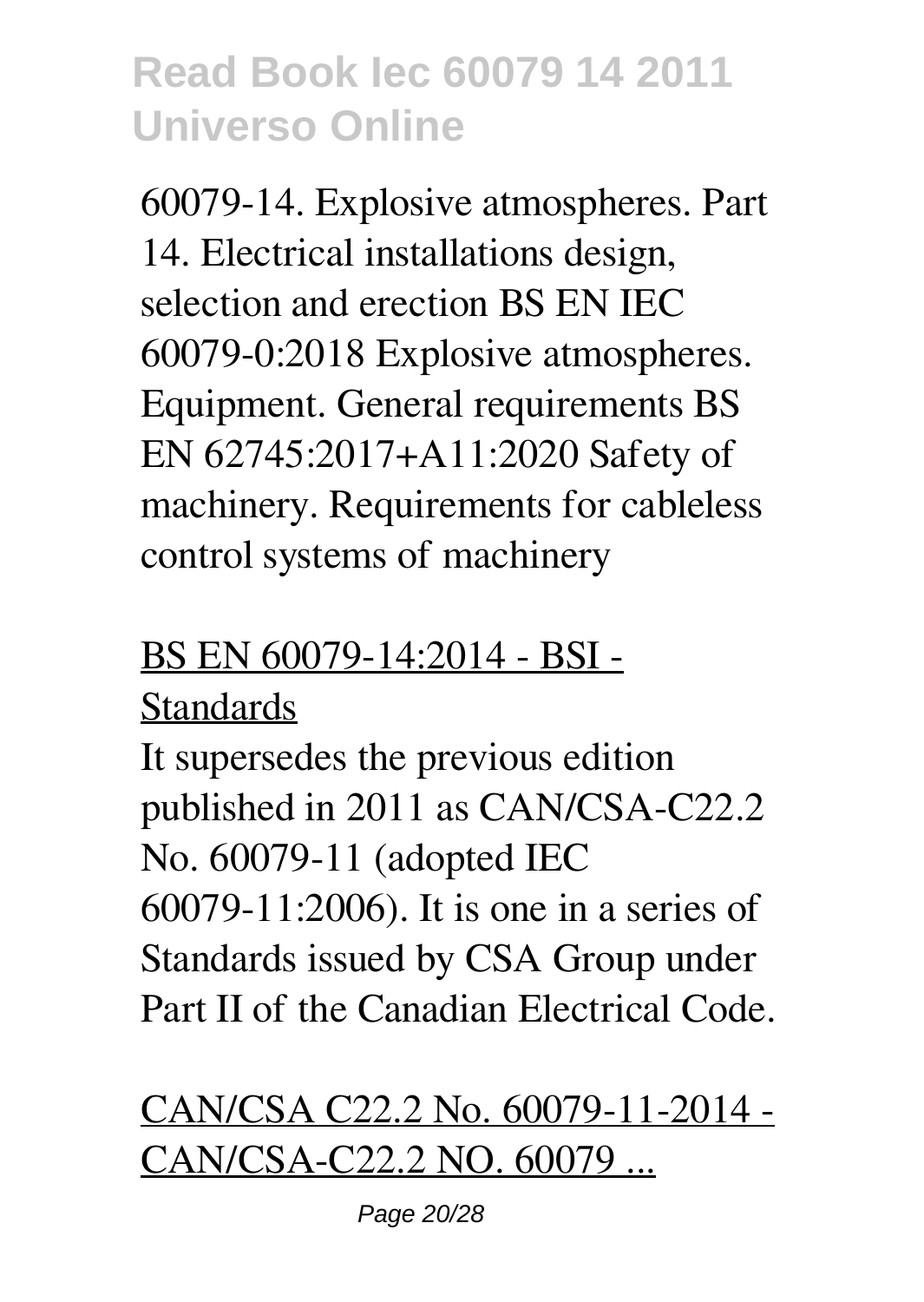60079-14. Explosive atmospheres. Part 14. Electrical installations design, selection and erection BS EN IEC 60079-0:2018 Explosive atmospheres. Equipment. General requirements BS EN 62745:2017+A11:2020 Safety of machinery. Requirements for cableless control systems of machinery

BS EN 60079-14:2014 - BSI - Standards

It supersedes the previous edition published in 2011 as CAN/CSA-C22.2 No. 60079-11 (adopted IEC 60079-11:2006). It is one in a series of Standards issued by CSA Group under Part II of the Canadian Electrical Code.

CAN/CSA C22.2 No. 60079-11-2014 - CAN/CSA-C22.2 NO. 60079 ...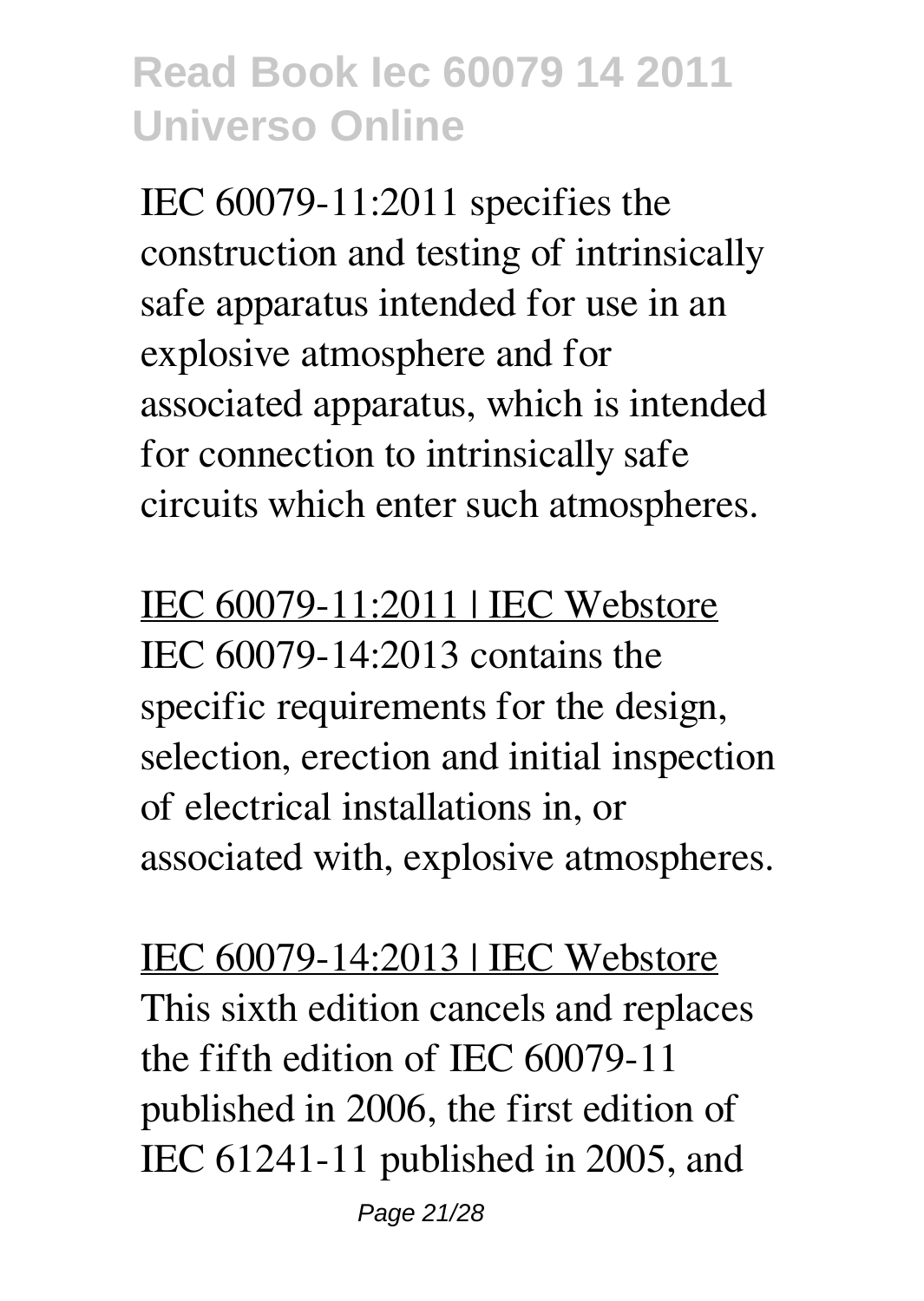IEC 60079-11:2011 specifies the construction and testing of intrinsically safe apparatus intended for use in an explosive atmosphere and for associated apparatus, which is intended for connection to intrinsically safe circuits which enter such atmospheres.

IEC 60079-11:2011 | IEC Webstore

IEC 60079-14:2013 contains the specific requirements for the design, selection, erection and initial inspection of electrical installations in, or associated with, explosive atmospheres.

IEC 60079-14:2013 | IEC Webstore

This sixth edition cancels and replaces the fifth edition of IEC 60079-11 published in 2006, the first edition of IEC 61241-11 published in 2005, and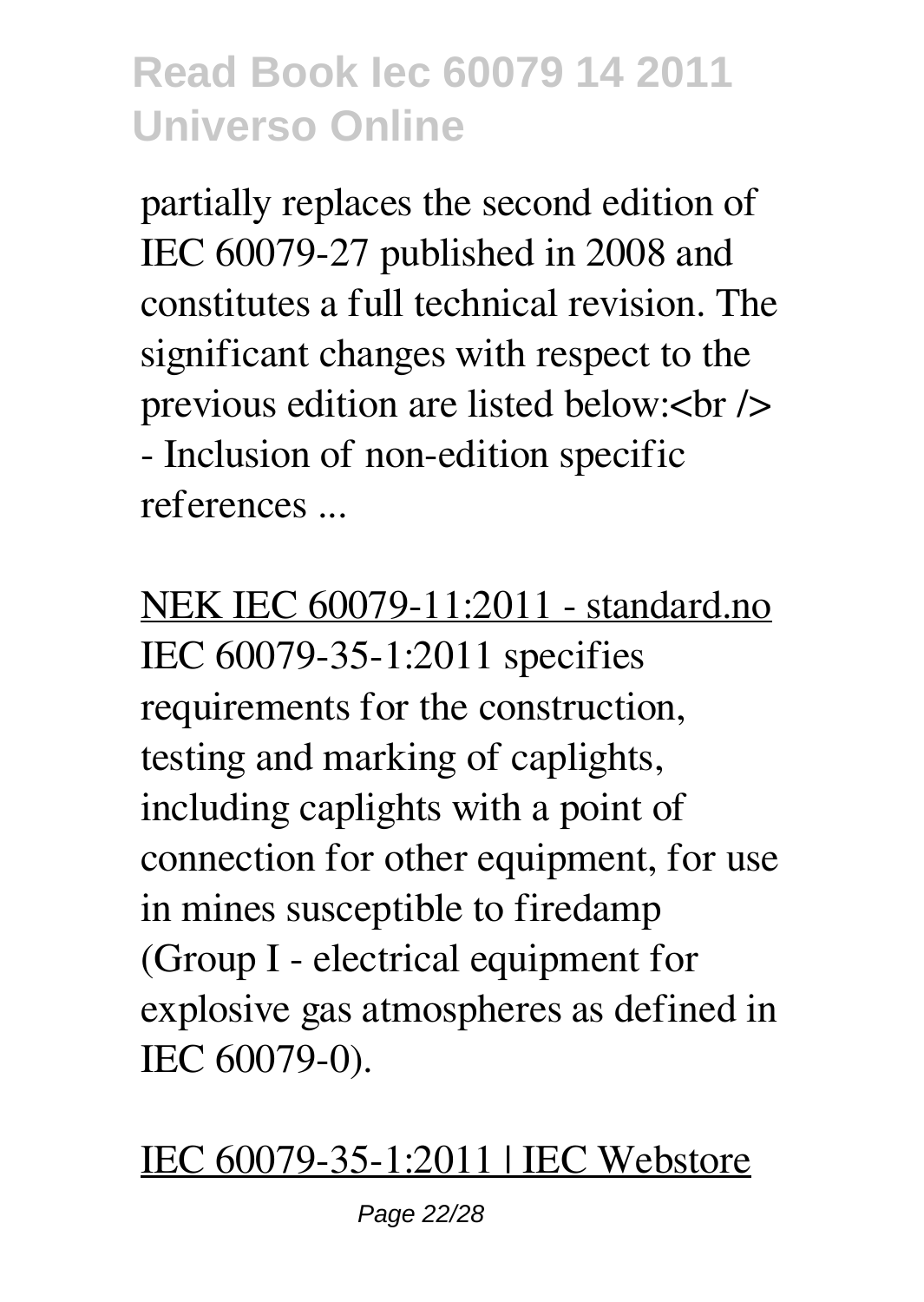partially replaces the second edition of IEC 60079-27 published in 2008 and constitutes a full technical revision. The significant changes with respect to the previous edition are listed below:<br />
- Inclusion of non-edition specific references ...

NEK IEC 60079-11:2011 - standard.no

IEC 60079-35-1:2011 specifies requirements for the construction, testing and marking of caplights, including caplights with a point of connection for other equipment, for use in mines susceptible to firedamp (Group I - electrical equipment for explosive gas atmospheres as defined in IEC 60079-0).

IEC 60079-35-1:2011 | IEC Webstore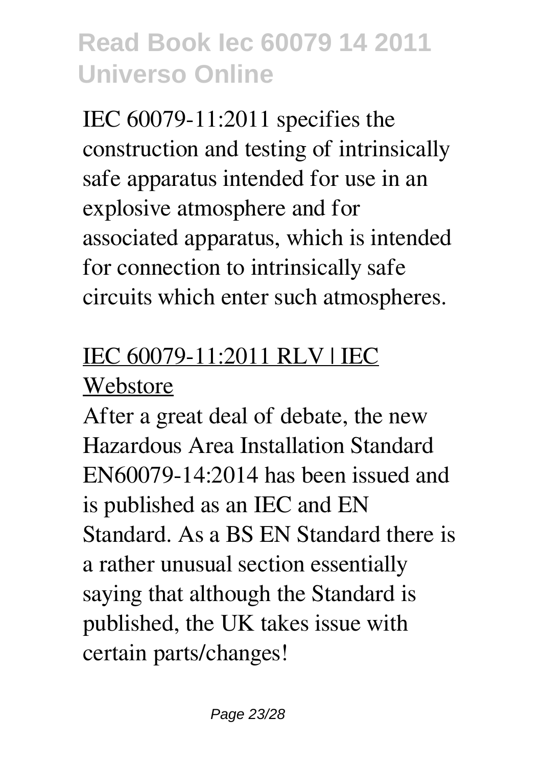IEC 60079-11:2011 specifies the construction and testing of intrinsically safe apparatus intended for use in an explosive atmosphere and for associated apparatus, which is intended for connection to intrinsically safe circuits which enter such atmospheres.

## IEC 60079-11:2011 RLV | IEC Webstore

After a great deal of debate, the new Hazardous Area Installation Standard EN60079-14:2014 has been issued and is published as an IEC and EN Standard. As a BS EN Standard there is a rather unusual section essentially saying that although the Standard is published, the UK takes issue with certain parts/changes!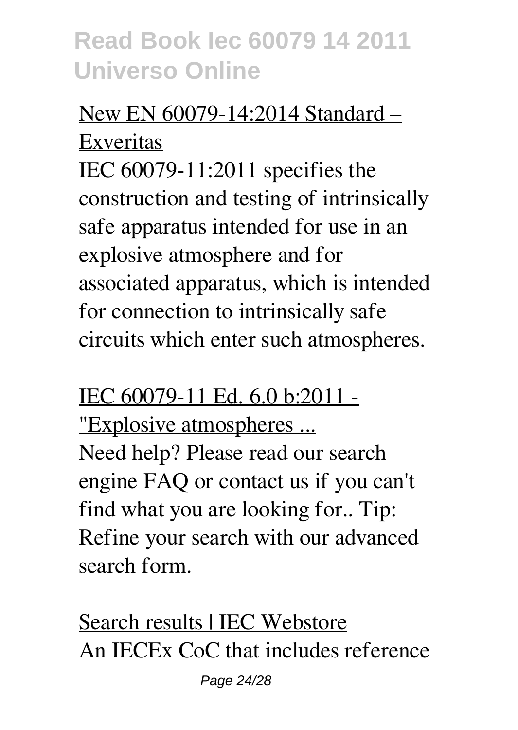New EN 60079-14:2014 Standard – Exveritas

IEC 60079-11:2011 specifies the construction and testing of intrinsically safe apparatus intended for use in an explosive atmosphere and for associated apparatus, which is intended for connection to intrinsically safe circuits which enter such atmospheres.

IEC 60079-11 Ed. 6.0 b:2011 - "Explosive atmospheres ...

Need help? Please read our search engine FAQ or contact us if you can't find what you are looking for.. Tip: Refine your search with our advanced search form.

Search results | IEC Webstore

An IECEx CoC that includes reference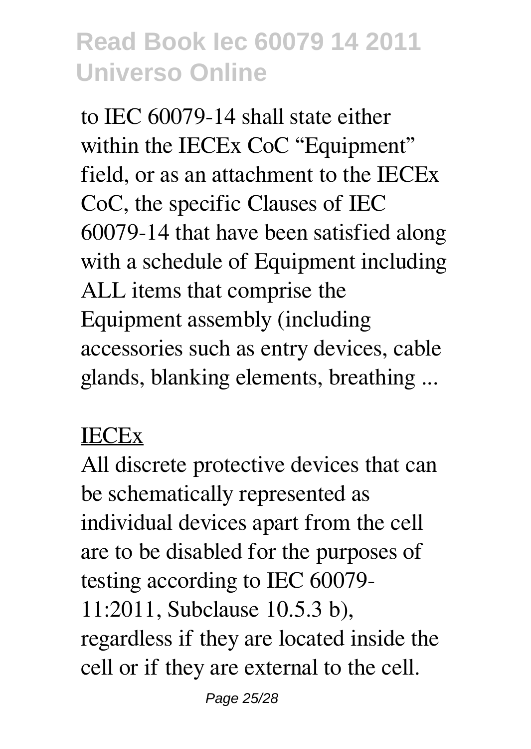to IEC 60079-14 shall state either within the IECEx CoC "Equipment" field, or as an attachment to the IECEx CoC, the specific Clauses of IEC 60079-14 that have been satisfied along with a schedule of Equipment including ALL items that comprise the Equipment assembly (including accessories such as entry devices, cable glands, blanking elements, breathing ...

IECEx

All discrete protective devices that can be schematically represented as individual devices apart from the cell are to be disabled for the purposes of testing according to IEC 60079-11:2011, Subclause 10.5.3 b), regardless if they are located inside the cell or if they are external to the cell.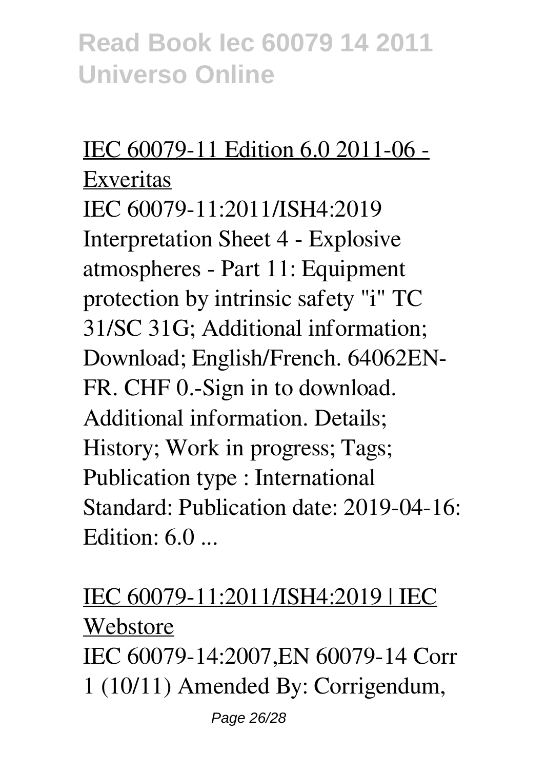IEC 60079-11 Edition 6.0 2011-06 - Exveritas

IEC 60079-11:2011/ISH4:2019 Interpretation Sheet 4 - Explosive atmospheres - Part 11: Equipment protection by intrinsic safety "i" TC 31/SC 31G; Additional information; Download; English/French. 64062EN-FR. CHF 0.-Sign in to download. Additional information. Details; History; Work in progress; Tags; Publication type : International Standard: Publication date: 2019-04-16: Edition: 6.0 ...

IEC 60079-11:2011/ISH4:2019 | IEC Webstore

IEC 60079-14:2007,EN 60079-14 Corr 1 (10/11) Amended By: Corrigendum,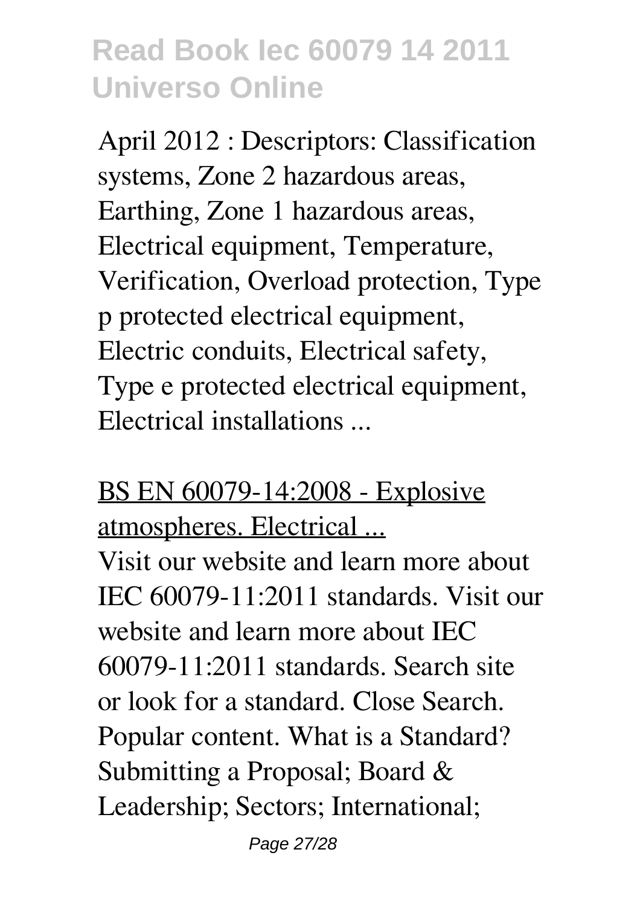April 2012 : Descriptors: Classification systems, Zone 2 hazardous areas, Earthing, Zone 1 hazardous areas, Electrical equipment, Temperature, Verification, Overload protection, Type p protected electrical equipment, Electric conduits, Electrical safety, Type e protected electrical equipment, Electrical installations ...

## BS EN 60079-14:2008 - Explosive atmospheres. Electrical ...

Visit our website and learn more about IEC 60079-11:2011 standards. Visit our website and learn more about IEC 60079-11:2011 standards. Search site or look for a standard. Close Search. Popular content. What is a Standard? Submitting a Proposal; Board & Leadership; Sectors; International;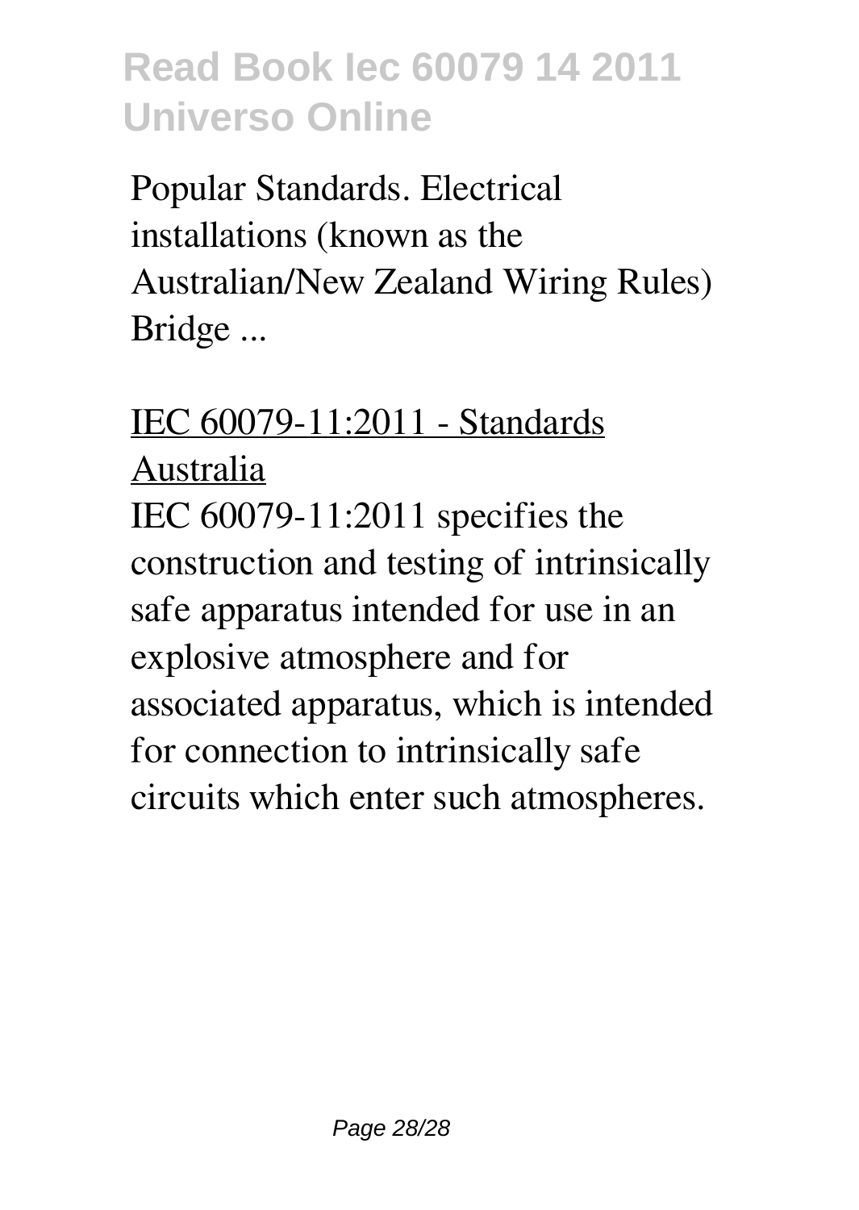Popular Standards. Electrical installations (known as the Australian/New Zealand Wiring Rules) Bridge ...

IEC 60079-11:2011 - Standards Australia

IEC 60079-11:2011 specifies the construction and testing of intrinsically safe apparatus intended for use in an explosive atmosphere and for associated apparatus, which is intended for connection to intrinsically safe circuits which enter such atmospheres.